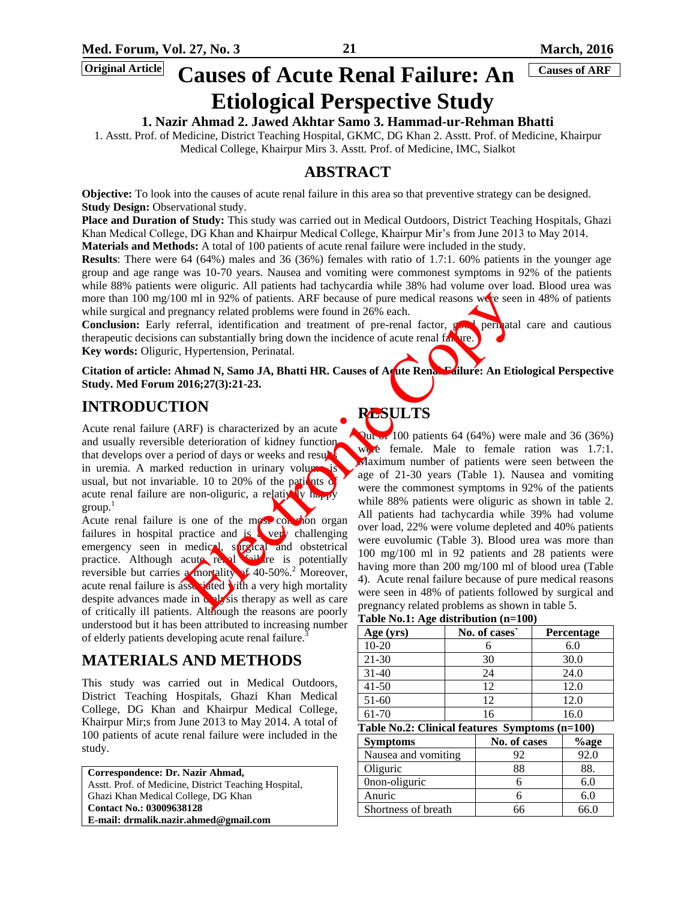Original Article

Causes of ARF

# Causes of Acute Renal Failure: An Etiological Perspective Study

**1. Nazir Ahmad 2. Jawed Akhtar Samo 3. Hammad-ur-Rehman Bhatti**

1. Asstt. Prof. of Medicine, District Teaching Hospital, GKMC, DG Khan 2. Asstt. Prof. of Medicine, Khairpur Medical College, Khairpur Mirs 3. Asstt. Prof. of Medicine, IMC, Sialkot

## ABSTRACT

**Objective:** To look into the causes of acute renal failure in this area so that preventive strategy can be designed.

**Study Design:** Observational study.

**Place and Duration of Study:** This study was carried out in Medical Outdoors, District Teaching Hospitals, Ghazi Khan Medical College, DG Khan and Khairpur Medical College, Khairpur Mir's from June 2013 to May 2014.

**Materials and Methods:** A total of 100 patients of acute renal failure were included in the study.

**Results**: There were 64 (64%) males and 36 (36%) females with ratio of 1.7:1. 60% patients in the younger age group and age range was 10-70 years. Nausea and vomiting were commonest symptoms in 92% of the patients while 88% patients were oliguric. All patients had tachycardia while 38% had volume over load. Blood urea was more than 100 mg/100 ml in 92% of patients. ARF because of pure medical reasons were seen in 48% of patients while surgical and pregnancy related problems were found in 26% each.

**Conclusion:** Early referral, identification and treatment of pre-renal factor, good perinatal care and cautious therapeutic decisions can substantially bring down the incidence of acute renal failure.

**Key words:** Oliguric, Hypertension, Perinatal.

**Citation of article: Ahmad N, Samo JA, Bhatti HR. Causes of Acute Renal Failure: An Etiological Perspective Study. Med Forum 2016;27(3):21-23.**

## INTRODUCTION

Acute renal failure (ARF) is characterized by an acute and usually reversible deterioration of kidney function that develops over a period of days or weeks and results in uremia. A marked reduction in urinary volume is usual, but not invariable. 10 to 20% of the patients of acute renal failure are non-oliguric, a relatively happy group.[1]

Acute renal failure is one of the most common organ failures in hospital practice and is a very challenging emergency seen in medical, surgical and obstetrical practice. Although acute renal failure is potentially reversible but carries a mortality of 40-50%.[2] Moreover, acute renal failure is associated with a very high mortality despite advances made in dialysis therapy as well as care of critically ill patients. Although the reasons are poorly understood but it has been attributed to increasing number of elderly patients developing acute renal failure.[3]

## MATERIALS AND METHODS

This study was carried out in Medical Outdoors, District Teaching Hospitals, Ghazi Khan Medical College, DG Khan and Khairpur Medical College, Khairpur Mir;s from June 2013 to May 2014. A total of 100 patients of acute renal failure were included in the study.

**Correspondence: Dr. Nazir Ahmad,**
Asstt. Prof. of Medicine, District Teaching Hospital, Ghazi Khan Medical College, DG Khan
**Contact No.: 03009638128**
**E-mail: drmalik.nazir.ahmed@gmail.com**

## RESULTS

Out of 100 patients 64 (64%) were male and 36 (36%) were female. Male to female ration was 1.7:1. Maximum number of patients were seen between the age of 21-30 years (Table 1). Nausea and vomiting were the commonest symptoms in 92% of the patients while 88% patients were oliguric as shown in table 2. All patients had tachycardia while 39% had volume over load, 22% were volume depleted and 40% patients were euvolumic (Table 3). Blood urea was more than 100 mg/100 ml in 92 patients and 28 patients were having more than 200 mg/100 ml of blood urea (Table 4). Acute renal failure because of pure medical reasons were seen in 48% of patients followed by surgical and pregnancy related problems as shown in table 5.

**Table No.1: Age distribution (n=100)**

| Age (yrs) | No. of cases` | Percentage |
|---|---|---|
| 10-20 | 6 | 6.0 |
| 21-30 | 30 | 30.0 |
| 31-40 | 24 | 24.0 |
| 41-50 | 12 | 12.0 |
| 51-60 | 12 | 12.0 |
| 61-70 | 16 | 16.0 |

**Table No.2: Clinical features Symptoms (n=100)**

| Symptoms | No. of cases | %age |
|---|---|---|
| Nausea and vomiting | 92 | 92.0 |
| Oliguric | 88 | 88. |
| 0non-oliguric | 6 | 6.0 |
| Anuric | 6 | 6.0 |
| Shortness of breath | 66 | 66.0 |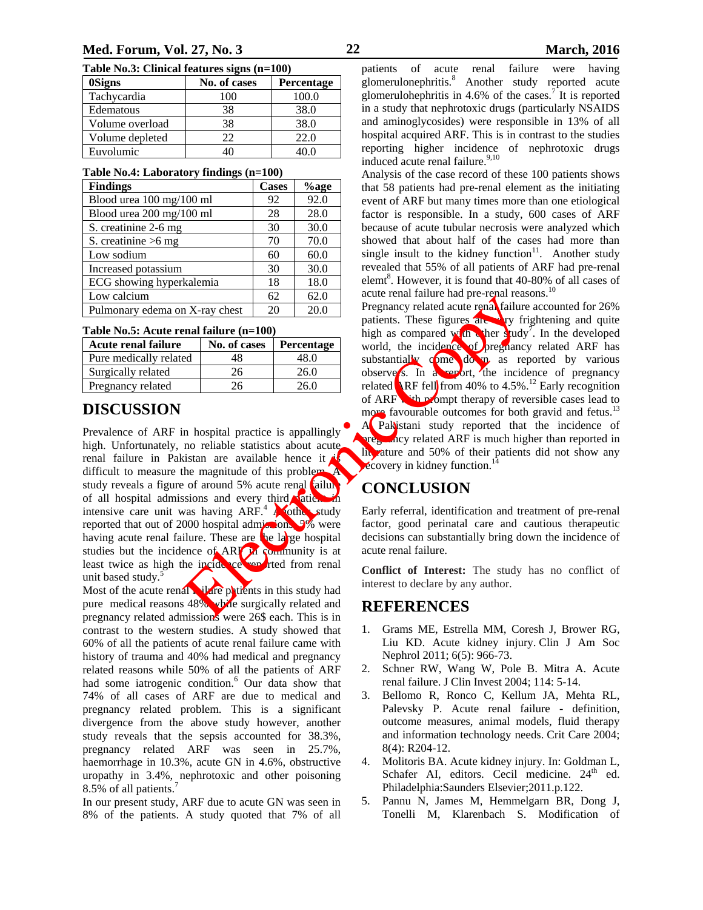**Table No.3: Clinical features signs (n=100)**

| 0Signs | No. of cases | Percentage |
|---|---|---|
| Tachycardia | 100 | 100.0 |
| Edematous | 38 | 38.0 |
| Volume overload | 38 | 38.0 |
| Volume depleted | 22 | 22.0 |
| Euvolumic | 40 | 40.0 |

**Table No.4: Laboratory findings (n=100)**

| Findings | Cases | %age |
|---|---|---|
| Blood urea 100 mg/100 ml | 92 | 92.0 |
| Blood urea 200 mg/100 ml | 28 | 28.0 |
| S. creatinine 2-6 mg | 30 | 30.0 |
| S. creatinine >6 mg | 70 | 70.0 |
| Low sodium | 60 | 60.0 |
| Increased potassium | 30 | 30.0 |
| ECG showing hyperkalemia | 18 | 18.0 |
| Low calcium | 62 | 62.0 |
| Pulmonary edema on X-ray chest | 20 | 20.0 |

**Table No.5: Acute renal failure (n=100)**

| Acute renal failure | No. of cases | Percentage |
|---|---|---|
| Pure medically related | 48 | 48.0 |
| Surgically related | 26 | 26.0 |
| Pregnancy related | 26 | 26.0 |

## DISCUSSION

Prevalence of ARF in hospital practice is appallingly high. Unfortunately, no reliable statistics about acute renal failure in Pakistan are available hence it is difficult to measure the magnitude of this problem. A study reveals a figure of around 5% acute renal failure of all hospital admissions and every third patient in intensive care unit was having ARF.[4] Another study reported that out of 2000 hospital admissions 5% were having acute renal failure. These are the large hospital studies but the incidence of ARF in community is at least twice as high the incidence reported from renal unit based study.[5]

Most of the acute renal failure patients in this study had pure medical reasons 48% while surgically related and pregnancy related admissions were 26$ each. This is in contrast to the western studies. A study showed that 60% of all the patients of acute renal failure came with history of trauma and 40% had medical and pregnancy related reasons while 50% of all the patients of ARF had some iatrogenic condition.[6] Our data show that 74% of all cases of ARF are due to medical and pregnancy related problem. This is a significant divergence from the above study however, another study reveals that the sepsis accounted for 38.3%, pregnancy related ARF was seen in 25.7%, haemorrhage in 10.3%, acute GN in 4.6%, obstructive uropathy in 3.4%, nephrotoxic and other poisoning 8.5% of all patients.[7]

In our present study, ARF due to acute GN was seen in 8% of the patients. A study quoted that 7% of all patients of acute renal failure were having glomerulonephritis.[8] Another study reported acute glomerulohepritis in 4.6% of the cases.[7] It is reported in a study that nephrotoxic drugs (particularly NSAIDS and aminoglycosides) were responsible in 13% of all hospital acquired ARF. This is in contrast to the studies reporting higher incidence of nephrotoxic drugs induced acute renal failure.[9,10]

Analysis of the case record of these 100 patients shows that 58 patients had pre-renal element as the initiating event of ARF but many times more than one etiological factor is responsible. In a study, 600 cases of ARF because of acute tubular necrosis were analyzed which showed that about half of the cases had more than single insult to the kidney function[11]. Another study revealed that 55% of all patients of ARF had pre-renal elemt[8]. However, it is found that 40-80% of all cases of acute renal failure had pre-renal reasons.[10]

Pregnancy related acute renal failure accounted for 26% patients. These figures are very frightening and quite high as compared with other study[7]. In the developed world, the incidence of pregnancy related ARF has substantially come down as reported by various observers. In a report, the incidence of pregnancy related ARF fell from 40% to 4.5%.[12] Early recognition of ARF with prompt therapy of reversible cases lead to more favourable outcomes for both gravid and fetus.[13] A Pakistani study reported that the incidence of pregnancy related ARF is much higher than reported in literature and 50% of their patients did not show any recovery in kidney function.[14]

## CONCLUSION

Early referral, identification and treatment of pre-renal factor, good perinatal care and cautious therapeutic decisions can substantially bring down the incidence of acute renal failure.

**Conflict of Interest:** The study has no conflict of interest to declare by any author.

## REFERENCES

1. Grams ME, Estrella MM, Coresh J, Brower RG, Liu KD. Acute kidney injury. Clin J Am Soc Nephrol 2011; 6(5): 966-73.
2. Schner RW, Wang W, Pole B. Mitra A. Acute renal failure. J Clin Invest 2004; 114: 5-14.
3. Bellomo R, Ronco C, Kellum JA, Mehta RL, Palevsky P. Acute renal failure - definition, outcome measures, animal models, fluid therapy and information technology needs. Crit Care 2004; 8(4): R204-12.
4. Molitoris BA. Acute kidney injury. In: Goldman L, Schafer AI, editors. Cecil medicine. 24th ed. Philadelphia:Saunders Elsevier;2011.p.122.
5. Pannu N, James M, Hemmelgarn BR, Dong J, Tonelli M, Klarenbach S. Modification of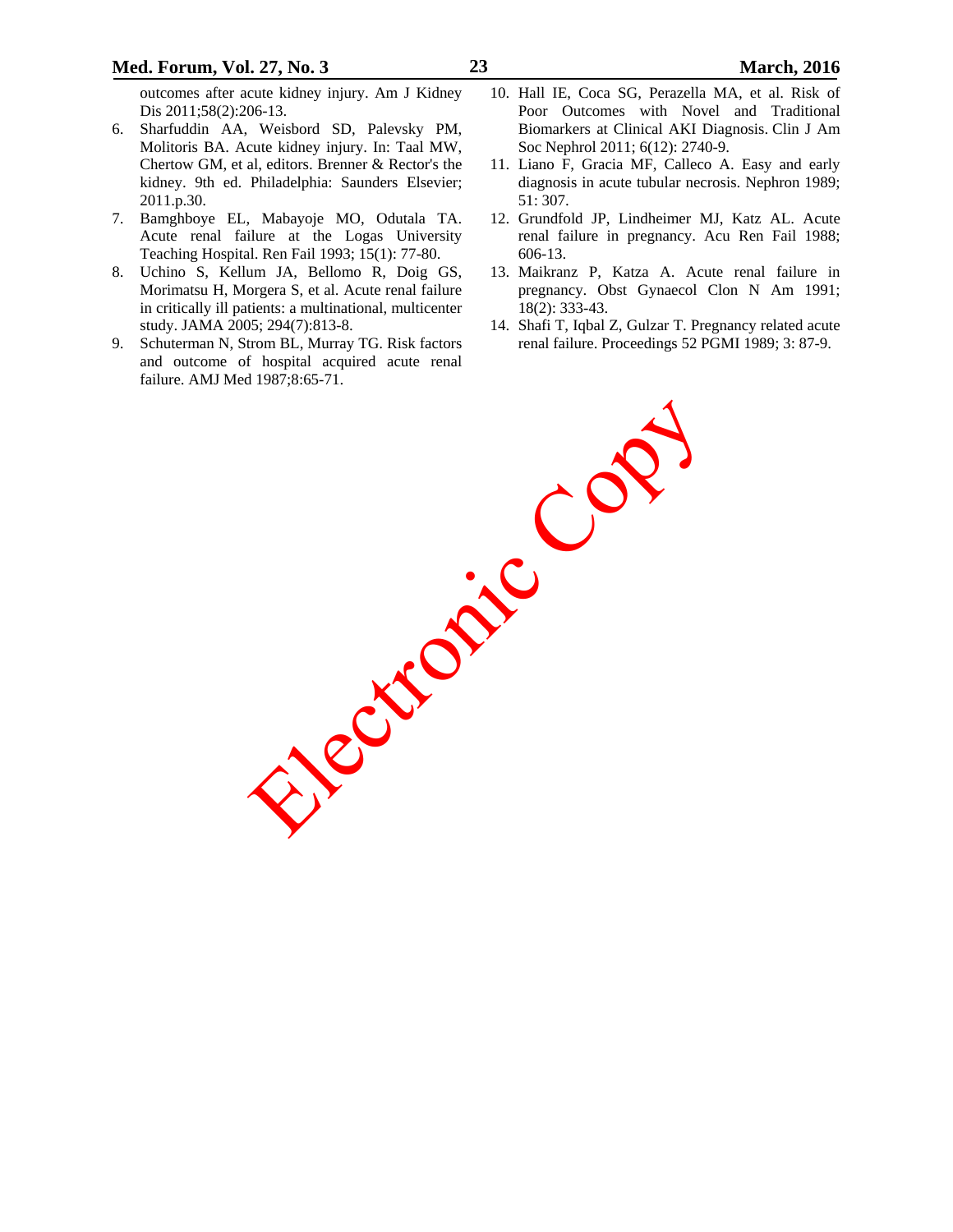outcomes after acute kidney injury. Am J Kidney Dis 2011;58(2):206-13.

6. Sharfuddin AA, Weisbord SD, Palevsky PM, Molitoris BA. Acute kidney injury. In: Taal MW, Chertow GM, et al, editors. Brenner & Rector's the kidney. 9th ed. Philadelphia: Saunders Elsevier; 2011.p.30.
7. Bamghboye EL, Mabayoje MO, Odutala TA. Acute renal failure at the Logas University Teaching Hospital. Ren Fail 1993; 15(1): 77-80.
8. Uchino S, Kellum JA, Bellomo R, Doig GS, Morimatsu H, Morgera S, et al. Acute renal failure in critically ill patients: a multinational, multicenter study. JAMA 2005; 294(7):813-8.
9. Schuterman N, Strom BL, Murray TG. Risk factors and outcome of hospital acquired acute renal failure. AMJ Med 1987;8:65-71.
10. Hall IE, Coca SG, Perazella MA, et al. Risk of Poor Outcomes with Novel and Traditional Biomarkers at Clinical AKI Diagnosis. Clin J Am Soc Nephrol 2011; 6(12): 2740-9.
11. Liano F, Gracia MF, Calleco A. Easy and early diagnosis in acute tubular necrosis. Nephron 1989; 51: 307.
12. Grundfold JP, Lindheimer MJ, Katz AL. Acute renal failure in pregnancy. Acu Ren Fail 1988; 606-13.
13. Maikranz P, Katza A. Acute renal failure in pregnancy. Obst Gynaecol Clon N Am 1991; 18(2): 333-43.
14. Shafi T, Iqbal Z, Gulzar T. Pregnancy related acute renal failure. Proceedings 52 PGMI 1989; 3: 87-9.